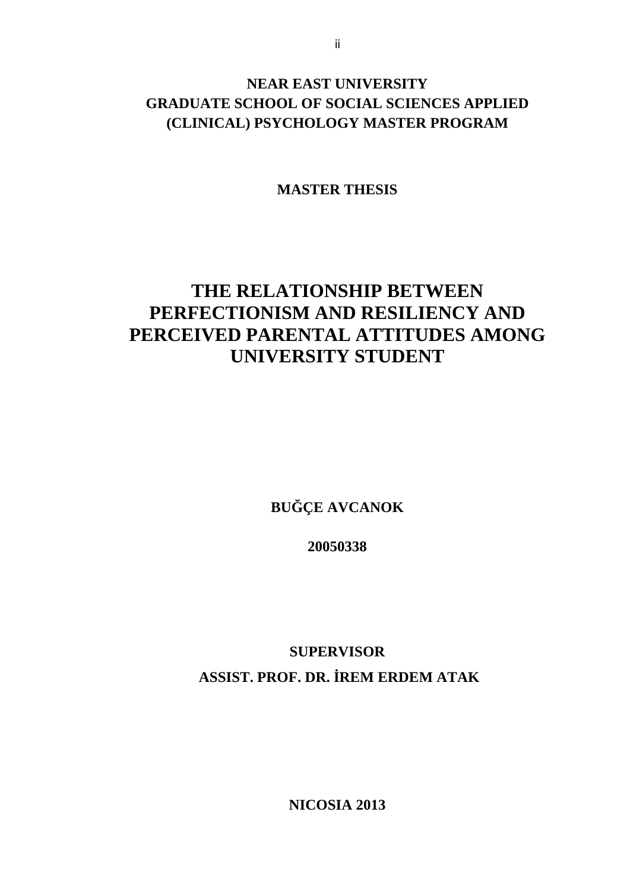**NEAR EAST UNIVERSITY**
**GRADUATE SCHOOL OF SOCIAL SCIENCES APPLIED (CLINICAL) PSYCHOLOGY MASTER PROGRAM**

**MASTER THESIS**

# THE RELATIONSHIP BETWEEN PERFECTIONISM AND RESILIENCY AND PERCEIVED PARENTAL ATTITUDES AMONG UNIVERSITY STUDENT

**BUĞÇE AVCANOK**

**20050338**

**SUPERVISOR**

**ASSIST. PROF. DR. İREM ERDEM ATAK**

**NICOSIA 2013**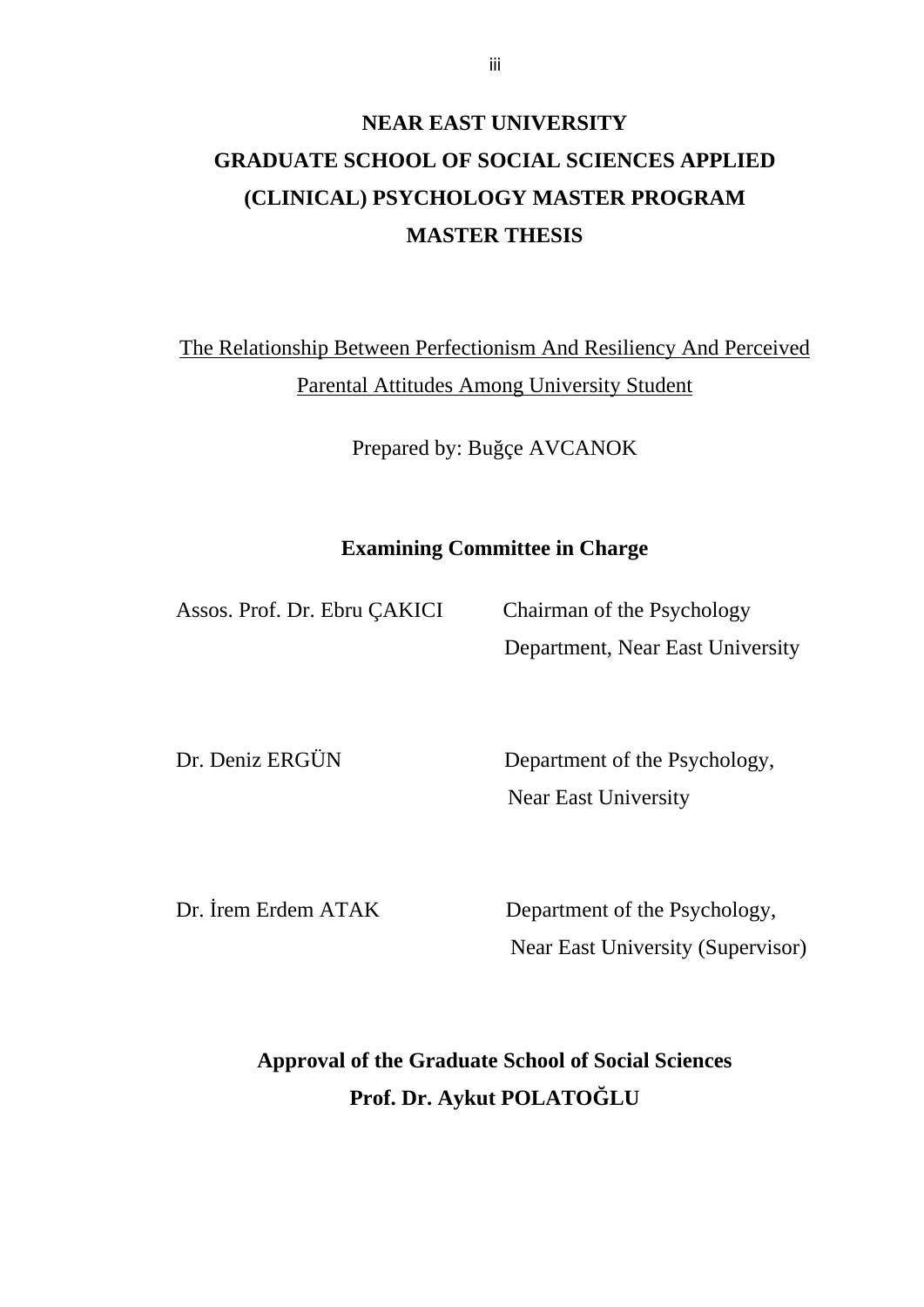**NEAR EAST UNIVERSITY**
**GRADUATE SCHOOL OF SOCIAL SCIENCES APPLIED (CLINICAL) PSYCHOLOGY MASTER PROGRAM**
**MASTER THESIS**

The Relationship Between Perfectionism And Resiliency And Perceived Parental Attitudes Among University Student

Prepared by: Buğçe AVCANOK

**Examining Committee in Charge**

Assos. Prof. Dr. Ebru ÇAKICI — Chairman of the Psychology Department, Near East University

Dr. Deniz ERGÜN — Department of the Psychology, Near East University

Dr. İrem Erdem ATAK — Department of the Psychology, Near East University (Supervisor)

**Approval of the Graduate School of Social Sciences**
**Prof. Dr. Aykut POLATOĞLU**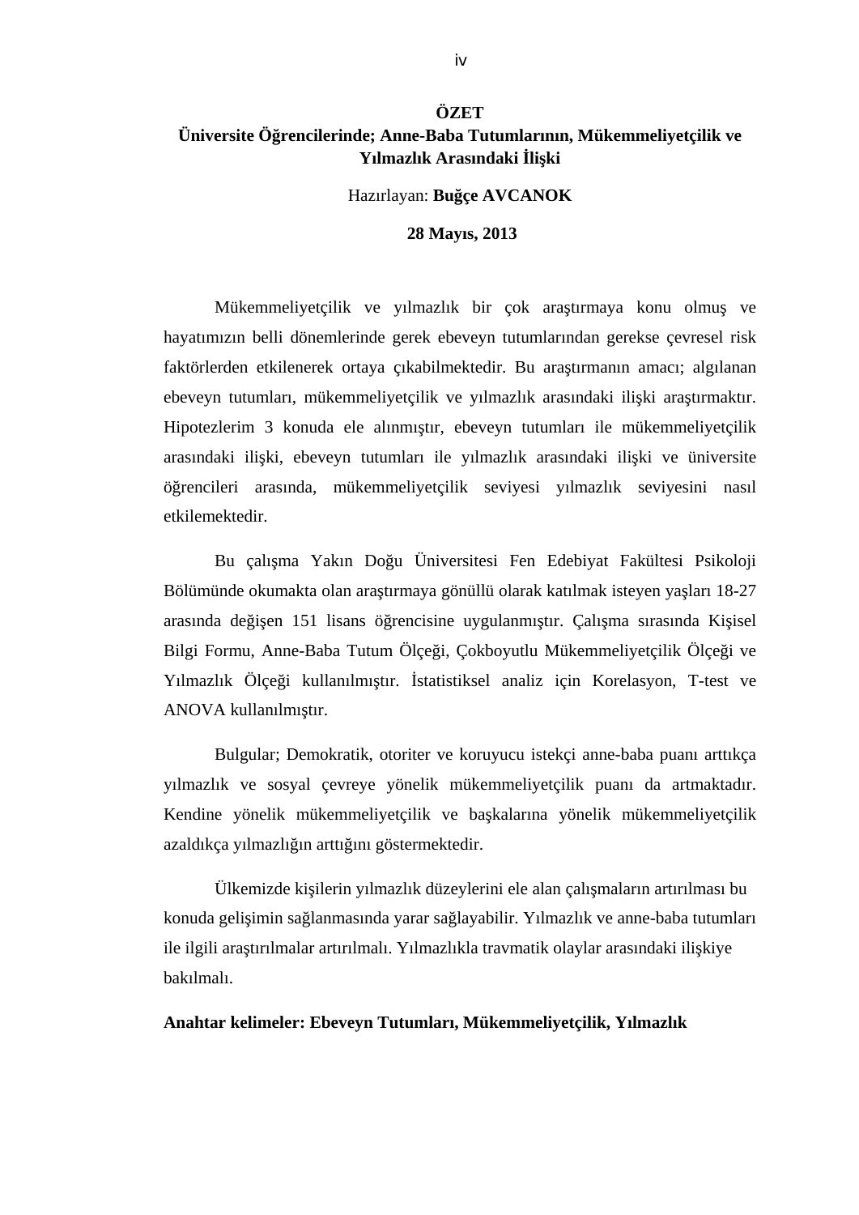# ÖZET

## Üniversite Öğrencilerinde; Anne-Baba Tutumlarının, Mükemmeliyetçilik ve Yılmazlık Arasındaki İlişki

Hazırlayan: **Buğçe AVCANOK**

**28 Mayıs, 2013**

Mükemmeliyetçilik ve yılmazlık bir çok araştırmaya konu olmuş ve hayatımızın belli dönemlerinde gerek ebeveyn tutumlarından gerekse çevresel risk faktörlerden etkilenerek ortaya çıkabilmektedir. Bu araştırmanın amacı; algılanan ebeveyn tutumları, mükemmeliyetçilik ve yılmazlık arasındaki ilişki araştırmaktır. Hipotezlerim 3 konuda ele alınmıştır, ebeveyn tutumları ile mükemmeliyetçilik arasındaki ilişki, ebeveyn tutumları ile yılmazlık arasındaki ilişki ve üniversite öğrencileri arasında, mükemmeliyetçilik seviyesi yılmazlık seviyesini nasıl etkilemektedir.

Bu çalışma Yakın Doğu Üniversitesi Fen Edebiyat Fakültesi Psikoloji Bölümünde okumakta olan araştırmaya gönüllü olarak katılmak isteyen yaşları 18-27 arasında değişen 151 lisans öğrencisine uygulanmıştır. Çalışma sırasında Kişisel Bilgi Formu, Anne-Baba Tutum Ölçeği, Çokboyutlu Mükemmeliyetçilik Ölçeği ve Yılmazlık Ölçeği kullanılmıştır. İstatistiksel analiz için Korelasyon, T-test ve ANOVA kullanılmıştır.

Bulgular; Demokratik, otoriter ve koruyucu istekçi anne-baba puanı arttıkça yılmazlık ve sosyal çevreye yönelik mükemmeliyetçilik puanı da artmaktadır. Kendine yönelik mükemmeliyetçilik ve başkalarına yönelik mükemmeliyetçilik azaldıkça yılmazlığın arttığını göstermektedir.

Ülkemizde kişilerin yılmazlık düzeylerini ele alan çalışmaların artırılması bu konuda gelişimin sağlanmasında yarar sağlayabilir. Yılmazlık ve anne-baba tutumları ile ilgili araştırılmalar artırılmalı. Yılmazlıkla travmatik olaylar arasındaki ilişkiye bakılmalı.

**Anahtar kelimeler: Ebeveyn Tutumları, Mükemmeliyetçilik, Yılmazlık**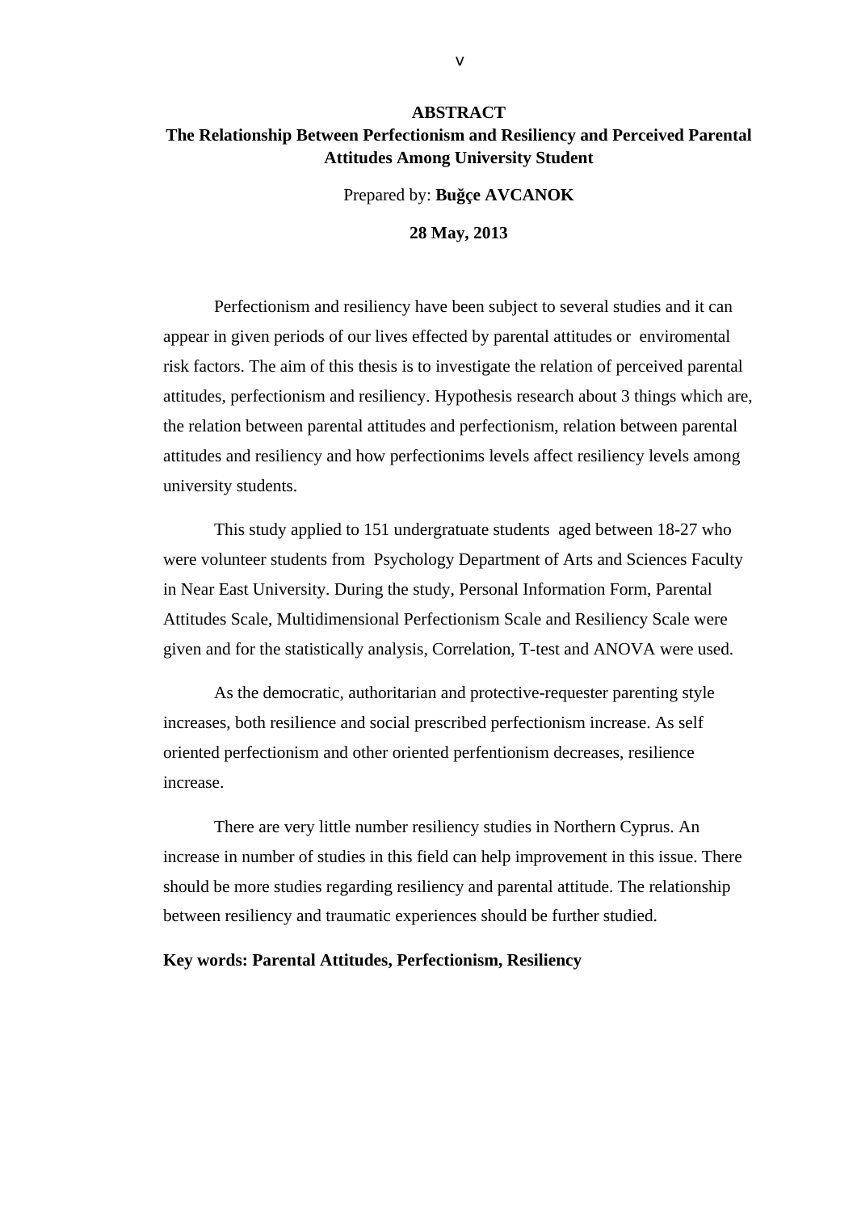# ABSTRACT

## The Relationship Between Perfectionism and Resiliency and Perceived Parental Attitudes Among University Student

Prepared by: **Buğçe AVCANOK**

**28 May, 2013**

Perfectionism and resiliency have been subject to several studies and it can appear in given periods of our lives effected by parental attitudes or enviromental risk factors. The aim of this thesis is to investigate the relation of perceived parental attitudes, perfectionism and resiliency. Hypothesis research about 3 things which are, the relation between parental attitudes and perfectionism, relation between parental attitudes and resiliency and how perfectionims levels affect resiliency levels among university students.

This study applied to 151 undergratuate students aged between 18-27 who were volunteer students from Psychology Department of Arts and Sciences Faculty in Near East University. During the study, Personal Information Form, Parental Attitudes Scale, Multidimensional Perfectionism Scale and Resiliency Scale were given and for the statistically analysis, Correlation, T-test and ANOVA were used.

As the democratic, authoritarian and protective-requester parenting style increases, both resilience and social prescribed perfectionism increase. As self oriented perfectionism and other oriented perfentionism decreases, resilience increase.

There are very little number resiliency studies in Northern Cyprus. An increase in number of studies in this field can help improvement in this issue. There should be more studies regarding resiliency and parental attitude. The relationship between resiliency and traumatic experiences should be further studied.

**Key words: Parental Attitudes, Perfectionism, Resiliency**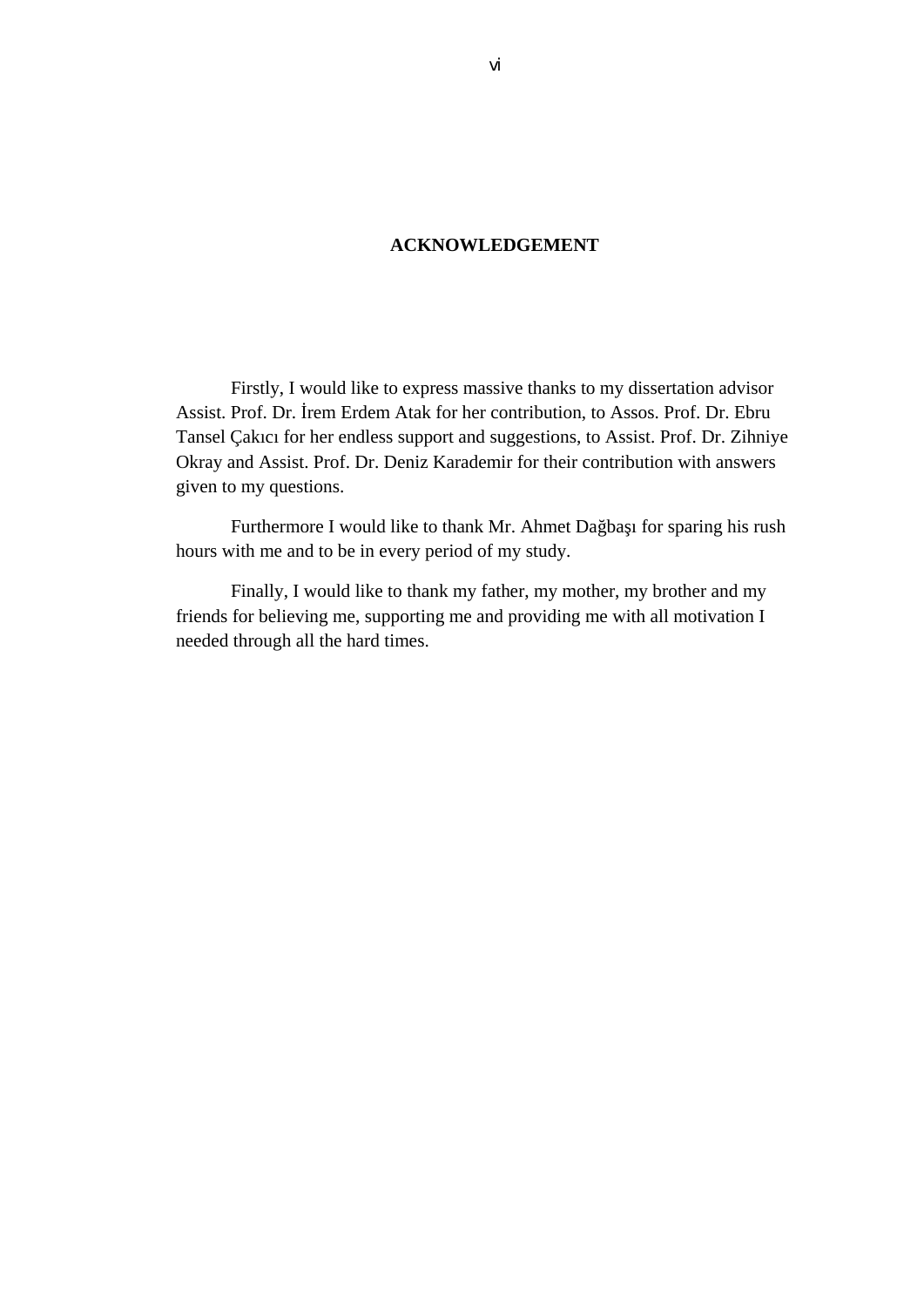# ACKNOWLEDGEMENT

Firstly, I would like to express massive thanks to my dissertation advisor Assist. Prof. Dr. İrem Erdem Atak for her contribution, to Assos. Prof. Dr. Ebru Tansel Çakıcı for her endless support and suggestions, to Assist. Prof. Dr. Zihniye Okray and Assist. Prof. Dr. Deniz Karademir for their contribution with answers given to my questions.

Furthermore I would like to thank Mr. Ahmet Dağbaşı for sparing his rush hours with me and to be in every period of my study.

Finally, I would like to thank my father, my mother, my brother and my friends for believing me, supporting me and providing me with all motivation I needed through all the hard times.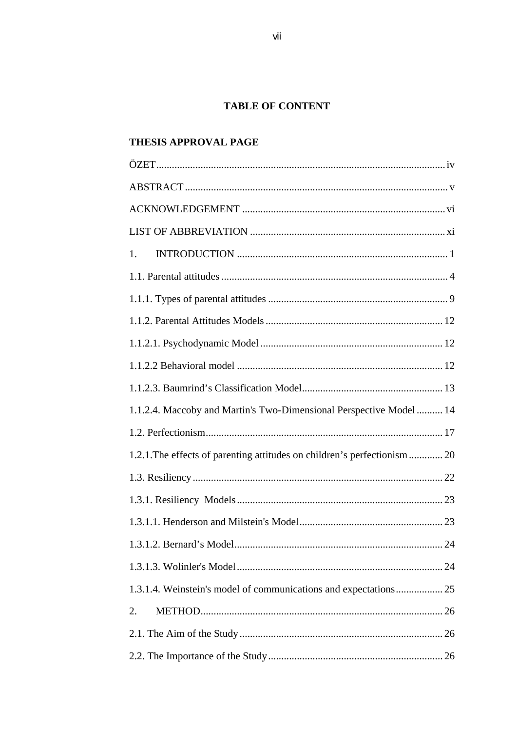# TABLE OF CONTENT

**THESIS APPROVAL PAGE**

ÖZET ... iv

ABSTRACT ... v

ACKNOWLEDGEMENT ... vi

LIST OF ABBREVIATION ... xi

1. INTRODUCTION ... 1

1.1. Parental attitudes ... 4

1.1.1. Types of parental attitudes ... 9

1.1.2. Parental Attitudes Models ... 12

1.1.2.1. Psychodynamic Model ... 12

1.1.2.2 Behavioral model ... 12

1.1.2.3. Baumrind's Classification Model ... 13

1.1.2.4. Maccoby and Martin's Two-Dimensional Perspective Model ... 14

1.2. Perfectionism ... 17

1.2.1. The effects of parenting attitudes on children's perfectionism ... 20

1.3. Resiliency ... 22

1.3.1. Resiliency Models ... 23

1.3.1.1. Henderson and Milstein's Model ... 23

1.3.1.2. Bernard's Model ... 24

1.3.1.3. Wolinler's Model ... 24

1.3.1.4. Weinstein's model of communications and expectations ... 25

2. METHOD ... 26

2.1. The Aim of the Study ... 26

2.2. The Importance of the Study ... 26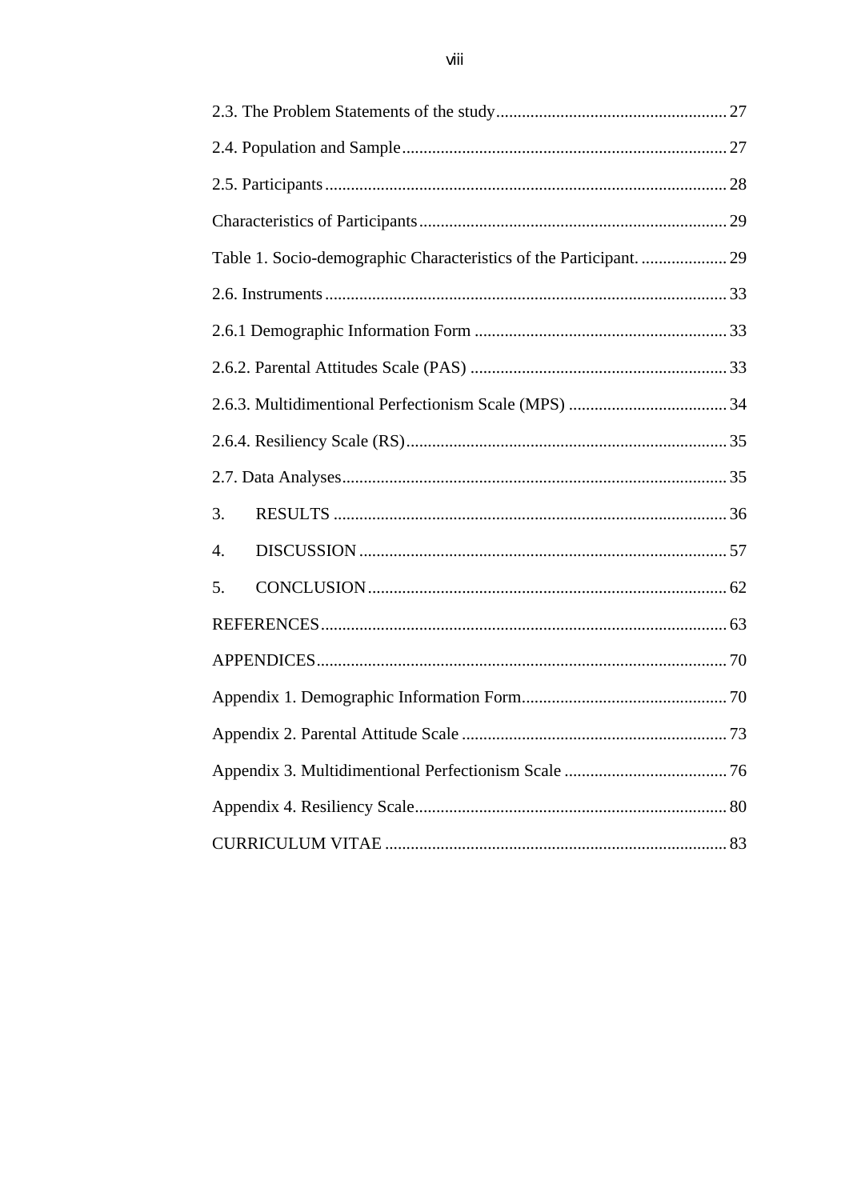2.3. The Problem Statements of the study ........................................................ 27

2.4. Population and Sample ............................................................................. 27

2.5. Participants ................................................................................................ 28

Characteristics of Participants ........................................................................ 29

Table 1. Socio-demographic Characteristics of the Participant. .................... 29

2.6. Instruments ................................................................................................ 33

2.6.1 Demographic Information Form ............................................................ 33

2.6.2. Parental Attitudes Scale (PAS) ............................................................. 33

2.6.3. Multidimentional Perfectionism Scale (MPS) ..................................... 34

2.6.4. Resiliency Scale (RS) ............................................................................ 35

2.7. Data Analyses ............................................................................................ 35

3. RESULTS ..................................................................................................... 36

4. DISCUSSION ............................................................................................... 57

5. CONCLUSION ............................................................................................. 62

REFERENCES ................................................................................................ 63

APPENDICES ................................................................................................. 70

Appendix 1. Demographic Information Form ................................................ 70

Appendix 2. Parental Attitude Scale ............................................................... 73

Appendix 3. Multidimentional Perfectionism Scale ....................................... 76

Appendix 4. Resiliency Scale .......................................................................... 80

CURRICULUM VITAE .................................................................................. 83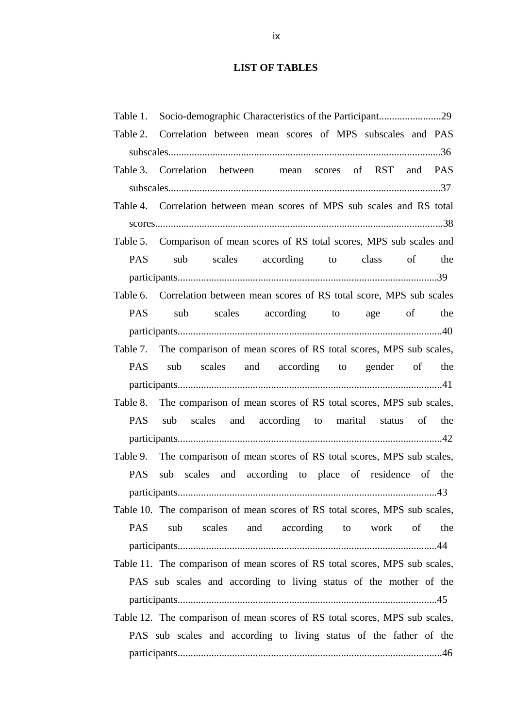# LIST OF TABLES

Table 1. Socio-demographic Characteristics of the Participant........................29

Table 2. Correlation between mean scores of MPS subscales and PAS subscales.........................................................................................................36

Table 3. Correlation between mean scores of RST and PAS subscales.........................................................................................................37

Table 4. Correlation between mean scores of MPS sub scales and RS total scores..............................................................................................................38

Table 5. Comparison of mean scores of RS total scores, MPS sub scales and PAS sub scales according to class of the participants....................................................................................................39

Table 6. Correlation between mean scores of RS total score, MPS sub scales PAS sub scales according to age of the participants.....................................................................................................40

Table 7. The comparison of mean scores of RS total scores, MPS sub scales, PAS sub scales and according to gender of the participants.....................................................................................................41

Table 8. The comparison of mean scores of RS total scores, MPS sub scales, PAS sub scales and according to marital status of the participants.....................................................................................................42

Table 9. The comparison of mean scores of RS total scores, MPS sub scales, PAS sub scales and according to place of residence of the participants....................................................................................................43

Table 10. The comparison of mean scores of RS total scores, MPS sub scales, PAS sub scales and according to work of the participants....................................................................................................44

Table 11. The comparison of mean scores of RS total scores, MPS sub scales, PAS sub scales and according to living status of the mother of the participants....................................................................................................45

Table 12. The comparison of mean scores of RS total scores, MPS sub scales, PAS sub scales and according to living status of the father of the participants.....................................................................................................46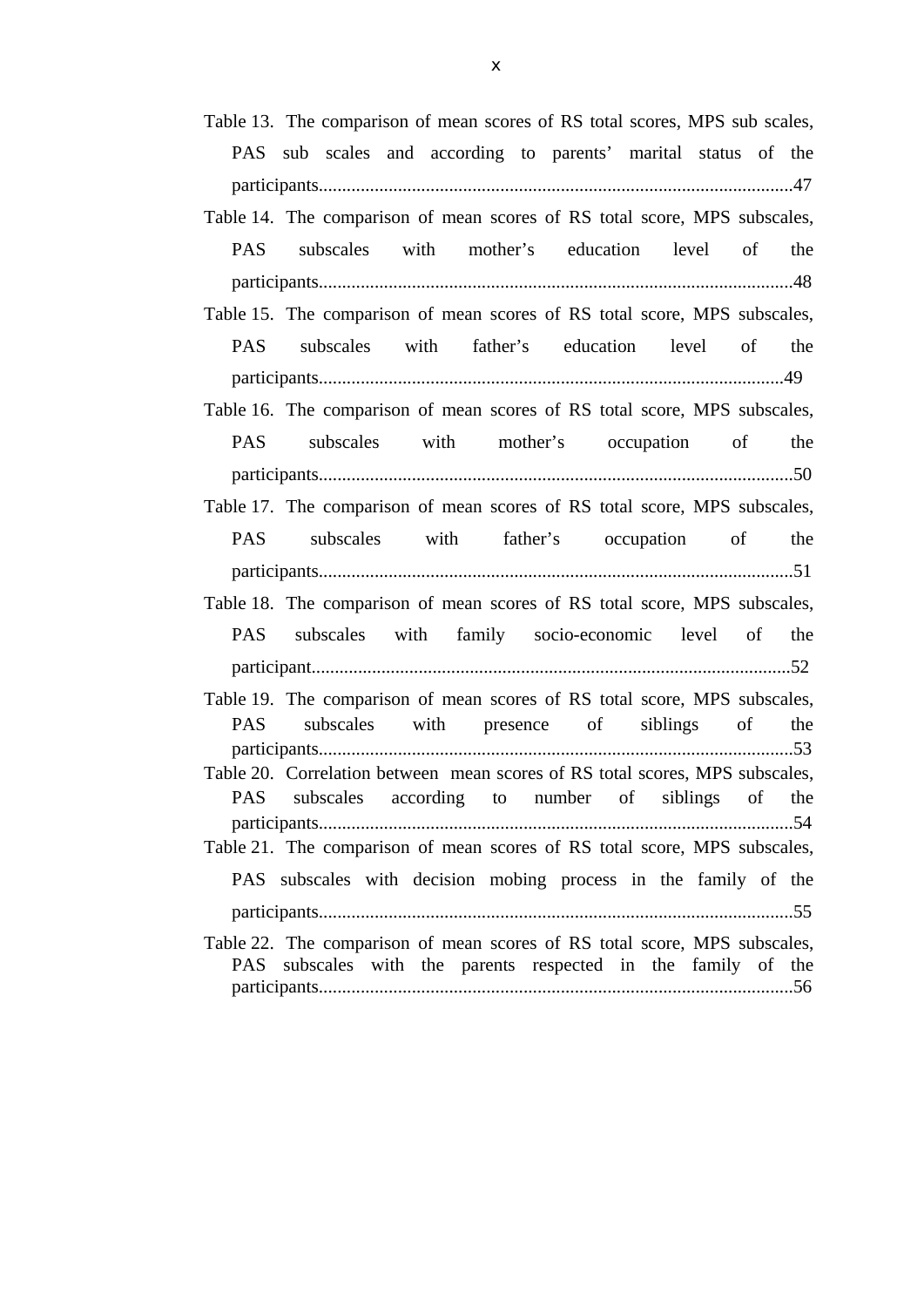Table 13. The comparison of mean scores of RS total scores, MPS sub scales, PAS sub scales and according to parents' marital status of the participants......................................................................................................47

Table 14. The comparison of mean scores of RS total score, MPS subscales, PAS subscales with mother's education level of the participants......................................................................................................48

Table 15. The comparison of mean scores of RS total score, MPS subscales, PAS subscales with father's education level of the participants....................................................................................................49

Table 16. The comparison of mean scores of RS total score, MPS subscales, PAS subscales with mother's occupation of the participants......................................................................................................50

Table 17. The comparison of mean scores of RS total score, MPS subscales, PAS subscales with father's occupation of the participants......................................................................................................51

Table 18. The comparison of mean scores of RS total score, MPS subscales, PAS subscales with family socio-economic level of the participant.......................................................................................................52

Table 19. The comparison of mean scores of RS total score, MPS subscales, PAS subscales with presence of siblings of the participants......................................................................................................53

Table 20. Correlation between mean scores of RS total scores, MPS subscales, PAS subscales according to number of siblings of the participants......................................................................................................54

Table 21. The comparison of mean scores of RS total score, MPS subscales, PAS subscales with decision mobing process in the family of the participants......................................................................................................55

Table 22. The comparison of mean scores of RS total score, MPS subscales, PAS subscales with the parents respected in the family of the participants......................................................................................................56